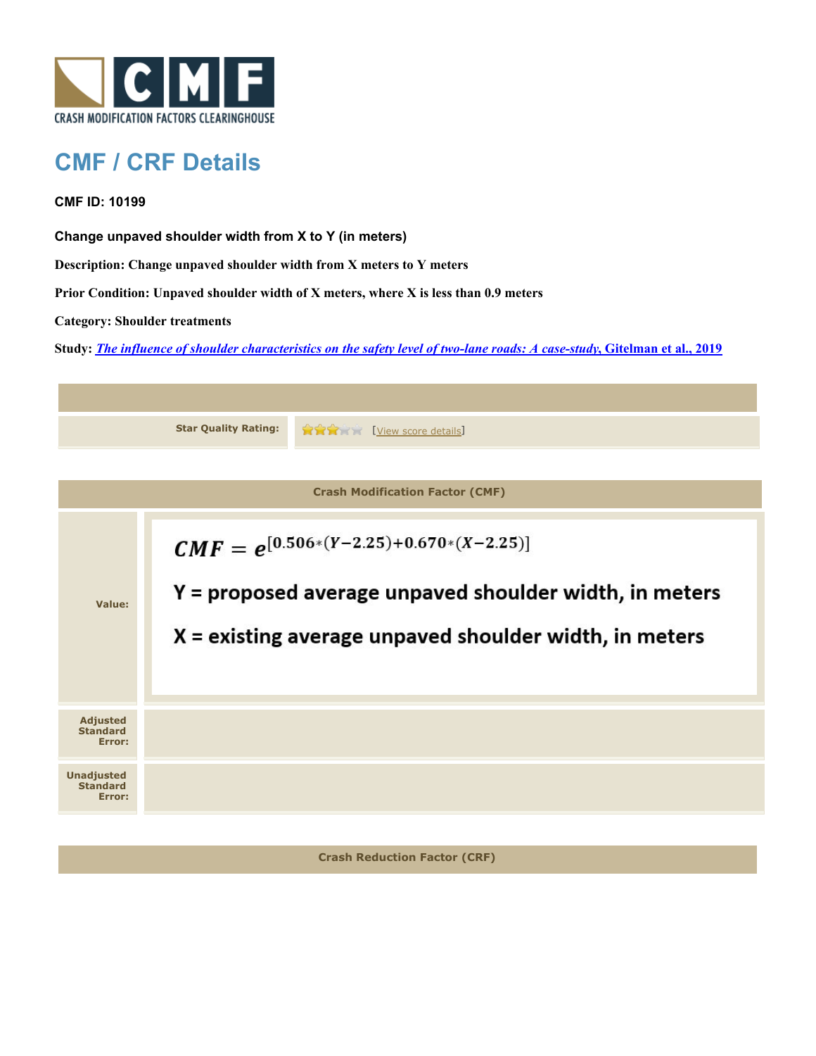# CMF / CRF Details

**CMF ID: 10199**

**Change unpaved shoulder width from X to Y (in meters)**

**Description: Change unpaved shoulder width from X meters to Y meters**

**Prior Condition: Unpaved shoulder width of X meters, where X is less than 0.9 meters**

**Category: Shoulder treatments**

**Study:** ***The influence of shoulder characteristics on the safety level of two-lane roads: A case-study,*** **Gitelman et al., 2019**

| | |
|---|---|
| **Star Quality Rating:** | [View score details] |

| **Crash Modification Factor (CMF)** | |
|---|---|
| **Value:** | $CMF = e^{[0.506*(Y-2.25)+0.670*(X-2.25)]}$ <br> **Y = proposed average unpaved shoulder width, in meters** <br> **X = existing average unpaved shoulder width, in meters** |
| **Adjusted Standard Error:** | |
| **Unadjusted Standard Error:** | |

| **Crash Reduction Factor (CRF)** |
|---|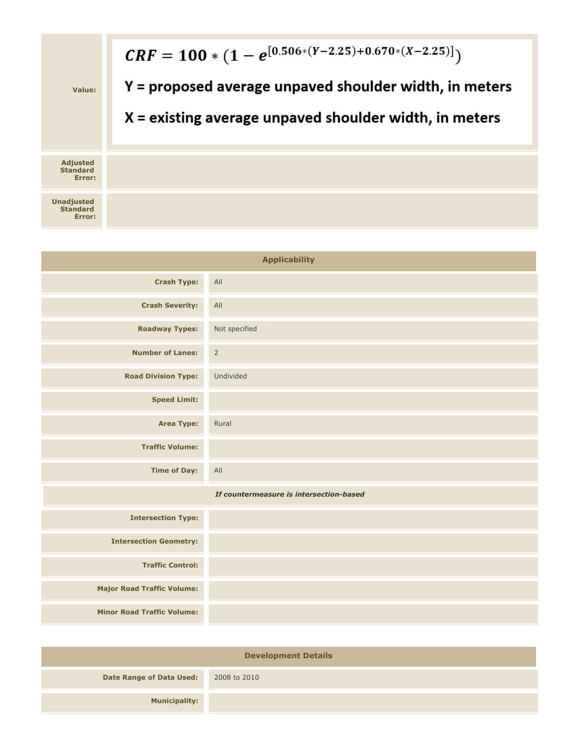| | |
|---|---|
| **Value:** | $$CRF = 100 * (1 - e^{[0.506*(Y-2.25)+0.670*(X-2.25)]})$$ Y = proposed average unpaved shoulder width, in meters<br>X = existing average unpaved shoulder width, in meters |
| **Adjusted Standard Error:** | |
| **Unadjusted Standard Error:** | |

| Applicability | |
|---|---|
| **Crash Type:** | All |
| **Crash Severity:** | All |
| **Roadway Types:** | Not specified |
| **Number of Lanes:** | 2 |
| **Road Division Type:** | Undivided |
| **Speed Limit:** | |
| **Area Type:** | Rural |
| **Traffic Volume:** | |
| **Time of Day:** | All |
| ***If countermeasure is intersection-based*** | |
| **Intersection Type:** | |
| **Intersection Geometry:** | |
| **Traffic Control:** | |
| **Major Road Traffic Volume:** | |
| **Minor Road Traffic Volume:** | |

| Development Details | |
|---|---|
| **Date Range of Data Used:** | 2008 to 2010 |
| **Municipality:** | |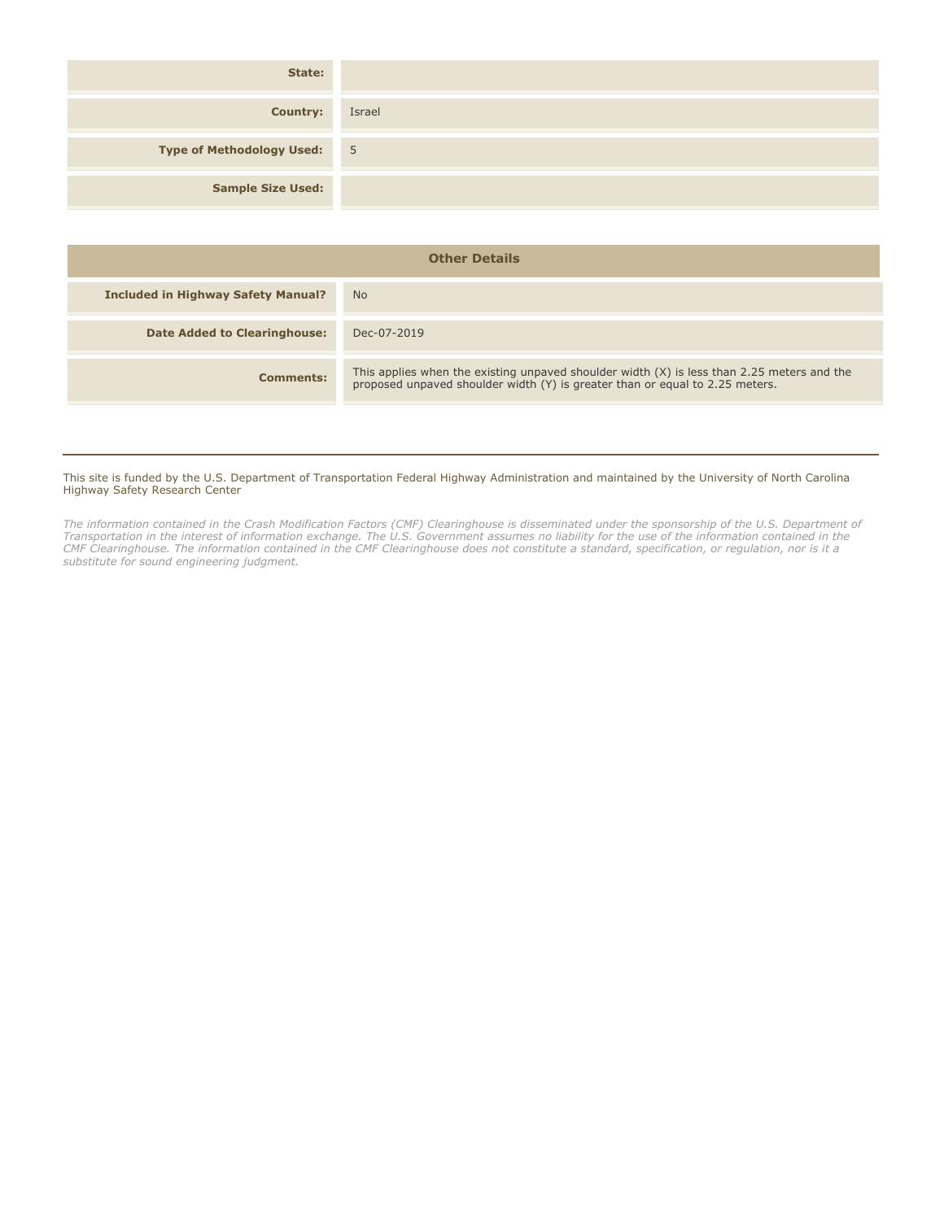| | |
|---|---|
| **State:** | |
| **Country:** | Israel |
| **Type of Methodology Used:** | 5 |
| **Sample Size Used:** | |

| Other Details | |
|---|---|
| **Included in Highway Safety Manual?** | No |
| **Date Added to Clearinghouse:** | Dec-07-2019 |
| **Comments:** | This applies when the existing unpaved shoulder width (X) is less than 2.25 meters and the proposed unpaved shoulder width (Y) is greater than or equal to 2.25 meters. |

---

This site is funded by the U.S. Department of Transportation Federal Highway Administration and maintained by the University of North Carolina Highway Safety Research Center

*The information contained in the Crash Modification Factors (CMF) Clearinghouse is disseminated under the sponsorship of the U.S. Department of Transportation in the interest of information exchange. The U.S. Government assumes no liability for the use of the information contained in the CMF Clearinghouse. The information contained in the CMF Clearinghouse does not constitute a standard, specification, or regulation, nor is it a substitute for sound engineering judgment.*